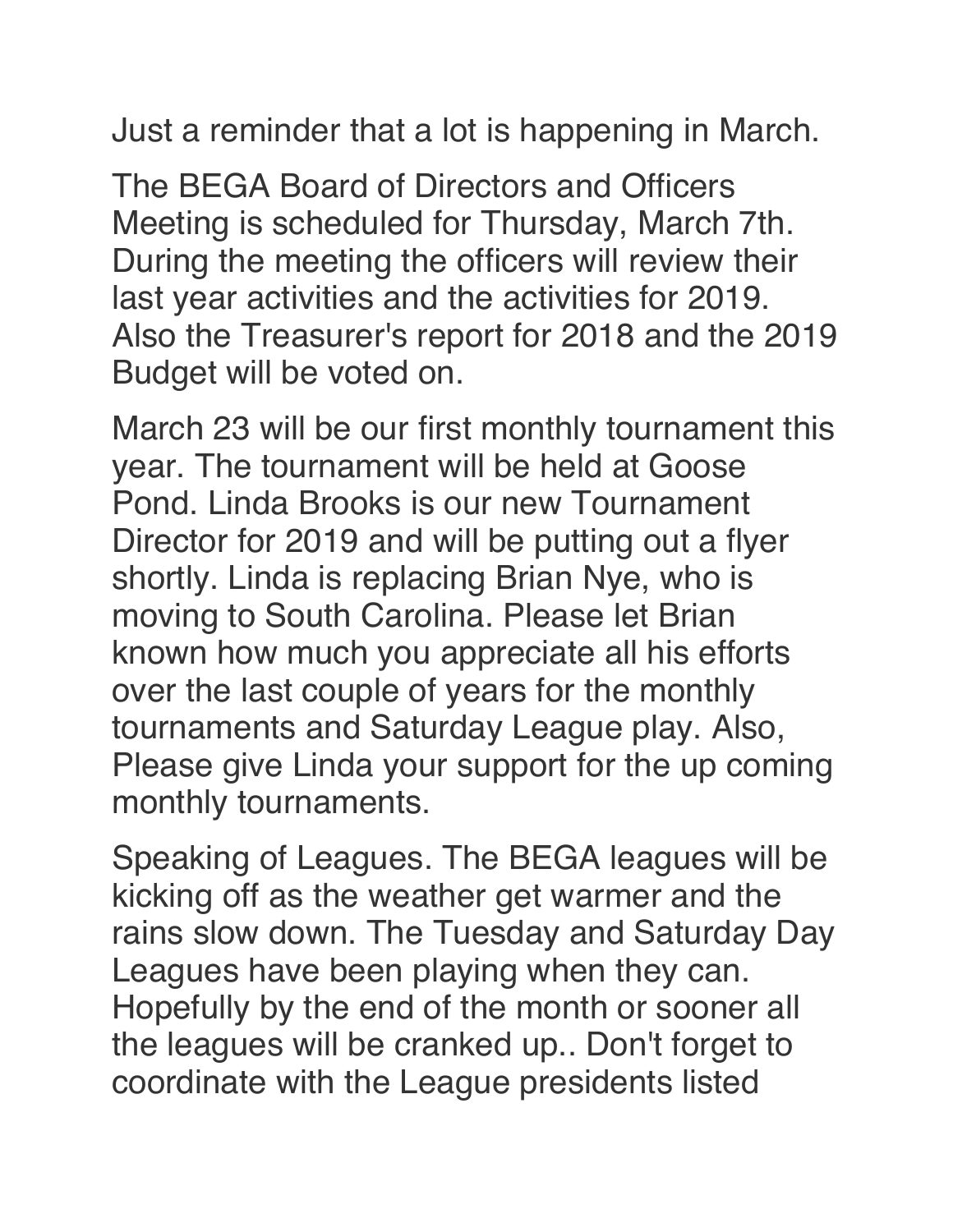Just a reminder that a lot is happening in March.

The BEGA Board of Directors and Officers Meeting is scheduled for Thursday, March 7th. During the meeting the officers will review their last year activities and the activities for 2019. Also the Treasurer's report for 2018 and the 2019 Budget will be voted on.

March 23 will be our first monthly tournament this year. The tournament will be held at Goose Pond. Linda Brooks is our new Tournament Director for 2019 and will be putting out a flyer shortly. Linda is replacing Brian Nye, who is moving to South Carolina. Please let Brian known how much you appreciate all his efforts over the last couple of years for the monthly tournaments and Saturday League play. Also, Please give Linda your support for the up coming monthly tournaments.

Speaking of Leagues. The BEGA leagues will be kicking off as the weather get warmer and the rains slow down. The Tuesday and Saturday Day Leagues have been playing when they can. Hopefully by the end of the month or sooner all the leagues will be cranked up.. Don't forget to coordinate with the League presidents listed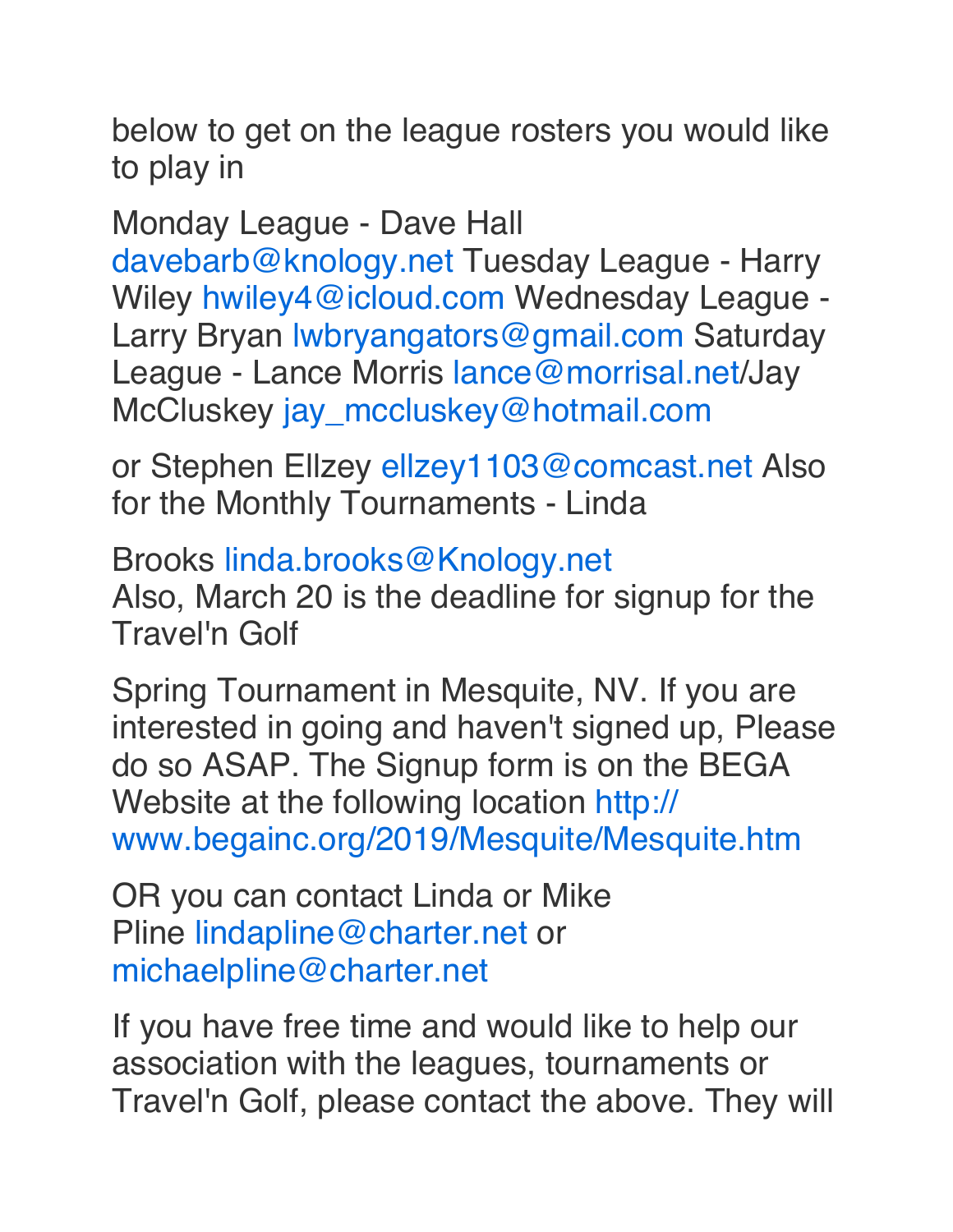below to get on the league rosters you would like to play in

Monday League - Dave Hall davebarb@knology.net Tuesday League - Harry Wiley hwiley4@icloud.com Wednesday League - Larry Bryan lwbryangators@gmail.com Saturday League - Lance Morris lance@morrisal.net/Jay McCluskey jay_mccluskey@hotmail.com

or Stephen Ellzey ellzey1103@comcast.net Also for the Monthly Tournaments - Linda

Brooks linda.brooks@Knology.net
Also, March 20 is the deadline for signup for the Travel'n Golf

Spring Tournament in Mesquite, NV. If you are interested in going and haven't signed up, Please do so ASAP. The Signup form is on the BEGA Website at the following location http://www.begainc.org/2019/Mesquite/Mesquite.htm

OR you can contact Linda or Mike Pline lindapline@charter.net or michaelpline@charter.net

If you have free time and would like to help our association with the leagues, tournaments or Travel'n Golf, please contact the above. They will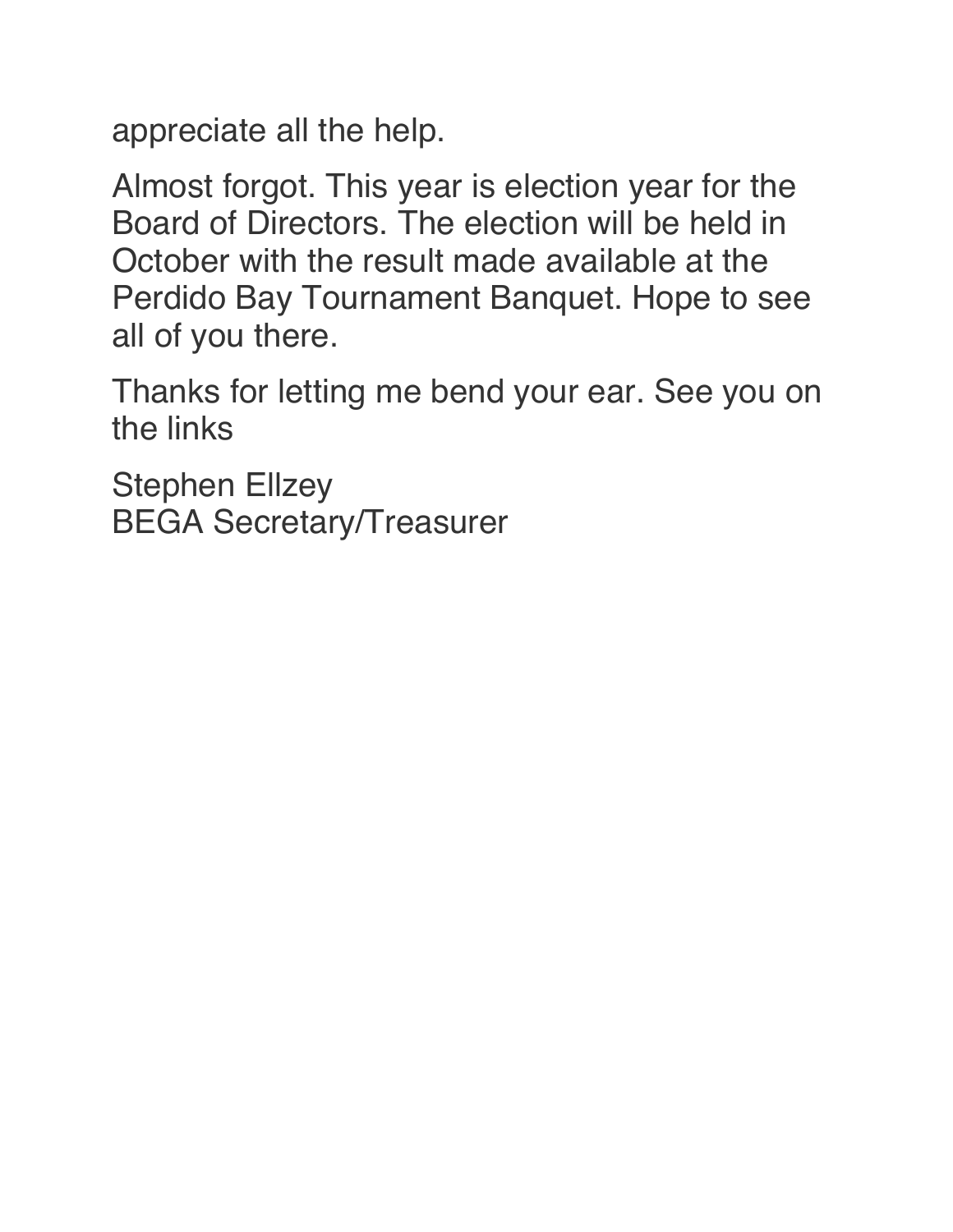appreciate all the help.

Almost forgot. This year is election year for the Board of Directors. The election will be held in October with the result made available at the Perdido Bay Tournament Banquet. Hope to see all of you there.

Thanks for letting me bend your ear. See you on the links

Stephen Ellzey  
BEGA Secretary/Treasurer